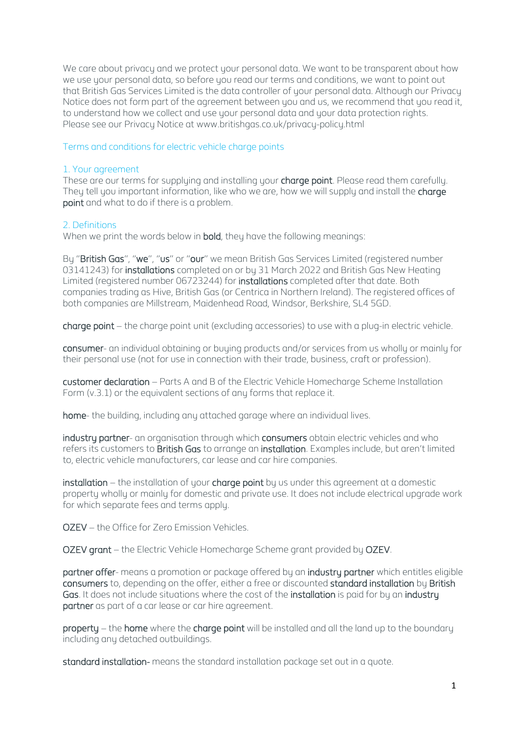We care about privacy and we protect your personal data. We want to be transparent about how we use your personal data, so before you read our terms and conditions, we want to point out that British Gas Services Limited is the data controller of your personal data. Although our Privacy Notice does not form part of the agreement between you and us, we recommend that you read it, to understand how we collect and use your personal data and your data protection rights. Please see our Privacy Notice at www.britishgas.co.uk/privacy-policy.html

# Terms and conditions for electric vehicle charge points

## 1. Your agreement

These are our terms for supplying and installing your **charge point**. Please read them carefully. They tell you important information, like who we are, how we will supply and install the **charge point** and what to do if there is a problem.

## 2. Definitions

When we print the words below in **bold**, they have the following meanings:

By "**British Gas**", "**we**", "**us**" or "**our**" we mean British Gas Services Limited (registered number 03141243) for **installations** completed on or by 31 March 2022 and British Gas New Heating Limited (registered number 06723244) for **installations** completed after that date. Both companies trading as Hive, British Gas (or Centrica in Northern Ireland). The registered offices of both companies are Millstream, Maidenhead Road, Windsor, Berkshire, SL4 5GD.

**charge point** – the charge point unit (excluding accessories) to use with a plug-in electric vehicle.

**consumer**- an individual obtaining or buying products and/or services from us wholly or mainly for their personal use (not for use in connection with their trade, business, craft or profession).

**customer declaration** – Parts A and B of the Electric Vehicle Homecharge Scheme Installation Form (v.3.1) or the equivalent sections of any forms that replace it.

**home**- the building, including any attached garage where an individual lives.

**industry partner**- an organisation through which **consumers** obtain electric vehicles and who refers its customers to **British Gas** to arrange an **installation**. Examples include, but aren't limited to, electric vehicle manufacturers, car lease and car hire companies.

**installation** – the installation of your **charge point** by us under this agreement at a domestic property wholly or mainly for domestic and private use. It does not include electrical upgrade work for which separate fees and terms apply.

**OZEV** – the Office for Zero Emission Vehicles.

**OZEV grant** – the Electric Vehicle Homecharge Scheme grant provided by **OZEV**.

**partner offer**- means a promotion or package offered by an **industry partner** which entitles eligible **consumers** to, depending on the offer, either a free or discounted **standard installation** by **British Gas**. It does not include situations where the cost of the **installation** is paid for by an **industry partner** as part of a car lease or car hire agreement.

**property** – the **home** where the **charge point** will be installed and all the land up to the boundary including any detached outbuildings.

**standard installation**- means the standard installation package set out in a quote.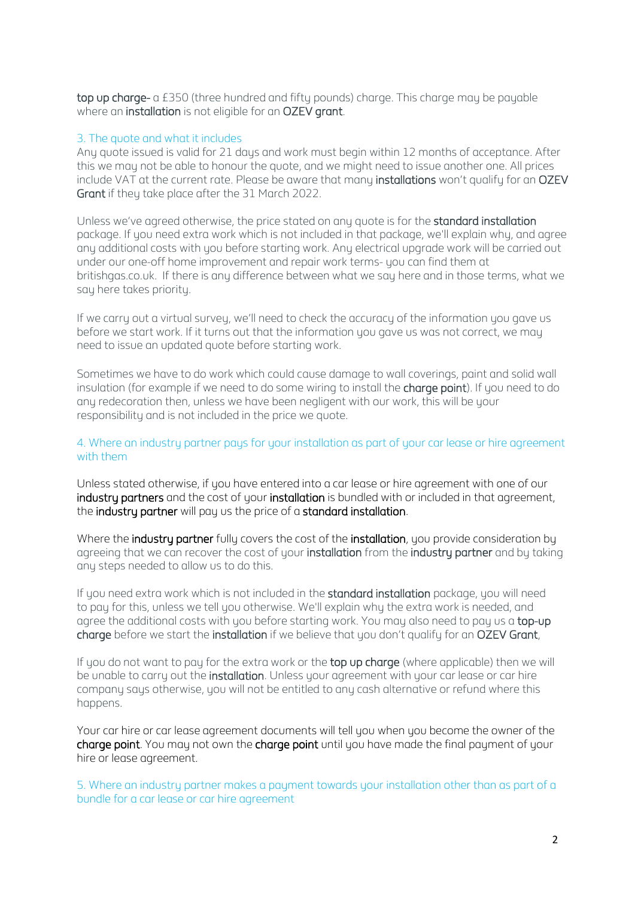**top up charge-** a £350 (three hundred and fifty pounds) charge. This charge may be payable where an **installation** is not eligible for an **OZEV grant**.

## 3. The quote and what it includes

Any quote issued is valid for 21 days and work must begin within 12 months of acceptance. After this we may not be able to honour the quote, and we might need to issue another one. All prices include VAT at the current rate. Please be aware that many **installations** won't qualify for an **OZEV Grant** if they take place after the 31 March 2022.

Unless we've agreed otherwise, the price stated on any quote is for the **standard installation** package. If you need extra work which is not included in that package, we'll explain why, and agree any additional costs with you before starting work. Any electrical upgrade work will be carried out under our one-off home improvement and repair work terms- you can find them at britishgas.co.uk. If there is any difference between what we say here and in those terms, what we say here takes priority.

If we carry out a virtual survey, we'll need to check the accuracy of the information you gave us before we start work. If it turns out that the information you gave us was not correct, we may need to issue an updated quote before starting work.

Sometimes we have to do work which could cause damage to wall coverings, paint and solid wall insulation (for example if we need to do some wiring to install the **charge point**). If you need to do any redecoration then, unless we have been negligent with our work, this will be your responsibility and is not included in the price we quote.

## 4. Where an industry partner pays for your installation as part of your car lease or hire agreement with them

Unless stated otherwise, if you have entered into a car lease or hire agreement with one of our **industry partners** and the cost of your **installation** is bundled with or included in that agreement, the **industry partner** will pay us the price of a **standard installation**.

Where the **industry partner** fully covers the cost of the **installation**, you provide consideration by agreeing that we can recover the cost of your **installation** from the **industry partner** and by taking any steps needed to allow us to do this.

If you need extra work which is not included in the **standard installation** package, you will need to pay for this, unless we tell you otherwise. We'll explain why the extra work is needed, and agree the additional costs with you before starting work. You may also need to pay us a **top-up charge** before we start the **installation** if we believe that you don't qualify for an **OZEV Grant**,

If you do not want to pay for the extra work or the **top up charge** (where applicable) then we will be unable to carry out the **installation**. Unless your agreement with your car lease or car hire company says otherwise, you will not be entitled to any cash alternative or refund where this happens.

Your car hire or car lease agreement documents will tell you when you become the owner of the **charge point**. You may not own the **charge point** until you have made the final payment of your hire or lease agreement.

## 5. Where an industry partner makes a payment towards your installation other than as part of a bundle for a car lease or car hire agreement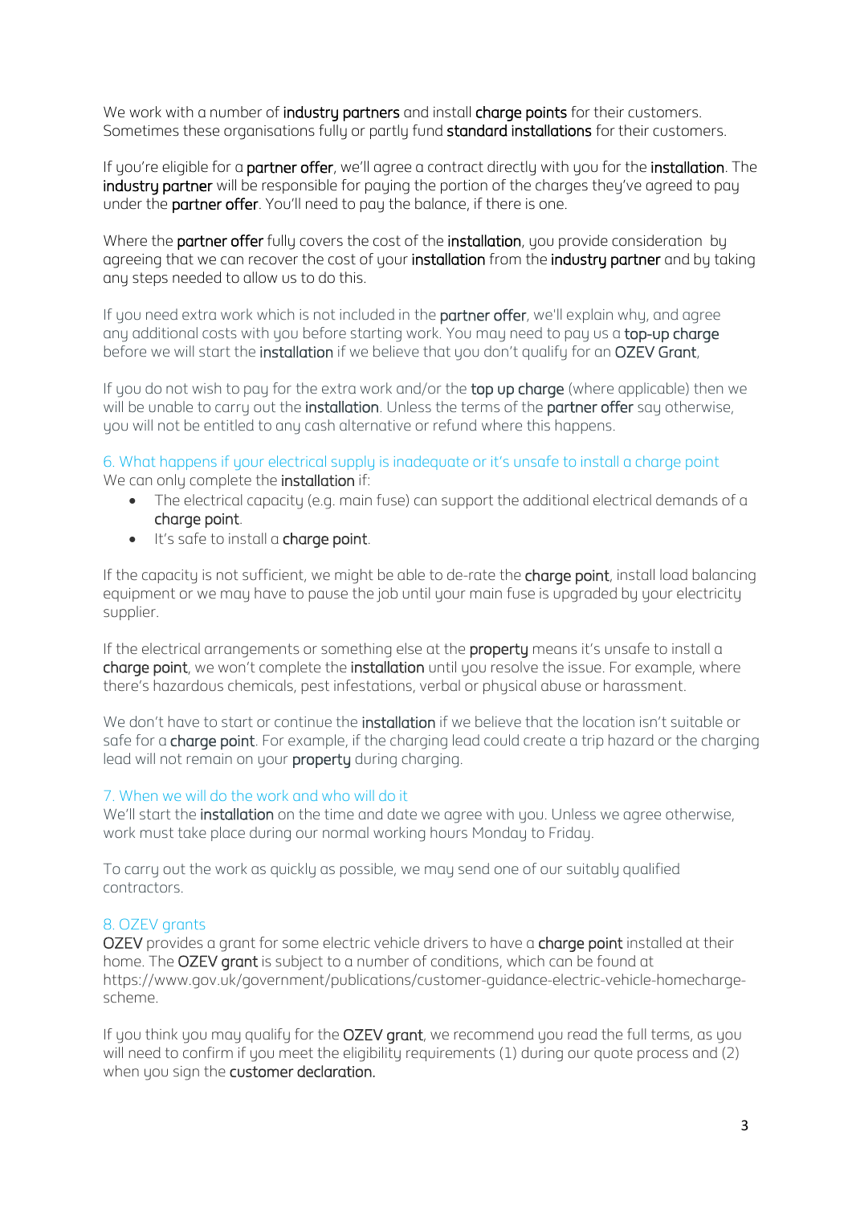We work with a number of **industry partners** and install **charge points** for their customers. Sometimes these organisations fully or partly fund **standard installations** for their customers.

If you're eligible for a **partner offer**, we'll agree a contract directly with you for the **installation**. The **industry partner** will be responsible for paying the portion of the charges they've agreed to pay under the **partner offer**. You'll need to pay the balance, if there is one.

Where the **partner offer** fully covers the cost of the **installation**, you provide consideration by agreeing that we can recover the cost of your **installation** from the **industry partner** and by taking any steps needed to allow us to do this.

If you need extra work which is not included in the **partner offer**, we'll explain why, and agree any additional costs with you before starting work. You may need to pay us a **top-up charge** before we will start the **installation** if we believe that you don't qualify for an **OZEV Grant**,

If you do not wish to pay for the extra work and/or the **top up charge** (where applicable) then we will be unable to carry out the **installation**. Unless the terms of the **partner offer** say otherwise, you will not be entitled to any cash alternative or refund where this happens.

## 6. What happens if your electrical supply is inadequate or it's unsafe to install a charge point

We can only complete the **installation** if:

- The electrical capacity (e.g. main fuse) can support the additional electrical demands of a **charge point**.
- It's safe to install a **charge point**.

If the capacity is not sufficient, we might be able to de-rate the **charge point**, install load balancing equipment or we may have to pause the job until your main fuse is upgraded by your electricity supplier.

If the electrical arrangements or something else at the **property** means it's unsafe to install a **charge point**, we won't complete the **installation** until you resolve the issue. For example, where there's hazardous chemicals, pest infestations, verbal or physical abuse or harassment.

We don't have to start or continue the **installation** if we believe that the location isn't suitable or safe for a **charge point**. For example, if the charging lead could create a trip hazard or the charging lead will not remain on your **property** during charging.

## 7. When we will do the work and who will do it

We'll start the **installation** on the time and date we agree with you. Unless we agree otherwise, work must take place during our normal working hours Monday to Friday.

To carry out the work as quickly as possible, we may send one of our suitably qualified contractors.

## 8. OZEV grants

**OZEV** provides a grant for some electric vehicle drivers to have a **charge point** installed at their home. The **OZEV grant** is subject to a number of conditions, which can be found at https://www.gov.uk/government/publications/customer-guidance-electric-vehicle-homecharge-scheme.

If you think you may qualify for the **OZEV grant**, we recommend you read the full terms, as you will need to confirm if you meet the eligibility requirements (1) during our quote process and (2) when you sign the **customer declaration.**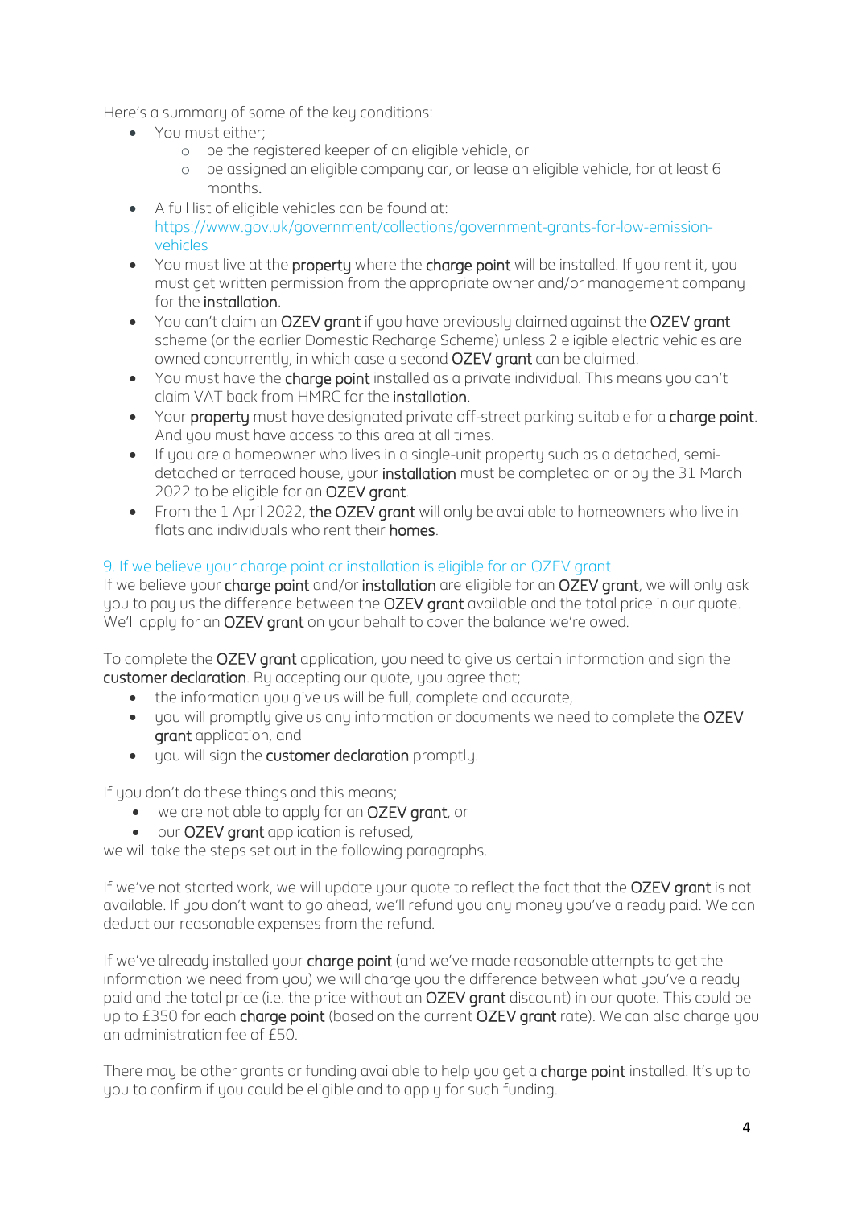Here's a summary of some of the key conditions:

- You must either;
  - be the registered keeper of an eligible vehicle, or
  - be assigned an eligible company car, or lease an eligible vehicle, for at least 6 months.
- A full list of eligible vehicles can be found at: https://www.gov.uk/government/collections/government-grants-for-low-emission-vehicles
- You must live at the **property** where the **charge point** will be installed. If you rent it, you must get written permission from the appropriate owner and/or management company for the **installation**.
- You can't claim an **OZEV grant** if you have previously claimed against the **OZEV grant** scheme (or the earlier Domestic Recharge Scheme) unless 2 eligible electric vehicles are owned concurrently, in which case a second **OZEV grant** can be claimed.
- You must have the **charge point** installed as a private individual. This means you can't claim VAT back from HMRC for the **installation**.
- Your **property** must have designated private off-street parking suitable for a **charge point**. And you must have access to this area at all times.
- If you are a homeowner who lives in a single-unit property such as a detached, semi-detached or terraced house, your **installation** must be completed on or by the 31 March 2022 to be eligible for an **OZEV grant**.
- From the 1 April 2022, **the OZEV grant** will only be available to homeowners who live in flats and individuals who rent their **homes**.

## 9. If we believe your charge point or installation is eligible for an OZEV grant

If we believe your **charge point** and/or **installation** are eligible for an **OZEV grant**, we will only ask you to pay us the difference between the **OZEV grant** available and the total price in our quote. We'll apply for an **OZEV grant** on your behalf to cover the balance we're owed.

To complete the **OZEV grant** application, you need to give us certain information and sign the **customer declaration**. By accepting our quote, you agree that;

- the information you give us will be full, complete and accurate,
- you will promptly give us any information or documents we need to complete the **OZEV grant** application, and
- you will sign the **customer declaration** promptly.

If you don't do these things and this means;

- we are not able to apply for an **OZEV grant**, or
- our **OZEV grant** application is refused,

we will take the steps set out in the following paragraphs.

If we've not started work, we will update your quote to reflect the fact that the **OZEV grant** is not available. If you don't want to go ahead, we'll refund you any money you've already paid. We can deduct our reasonable expenses from the refund.

If we've already installed your **charge point** (and we've made reasonable attempts to get the information we need from you) we will charge you the difference between what you've already paid and the total price (i.e. the price without an **OZEV grant** discount) in our quote. This could be up to £350 for each **charge point** (based on the current **OZEV grant** rate). We can also charge you an administration fee of £50.

There may be other grants or funding available to help you get a **charge point** installed. It's up to you to confirm if you could be eligible and to apply for such funding.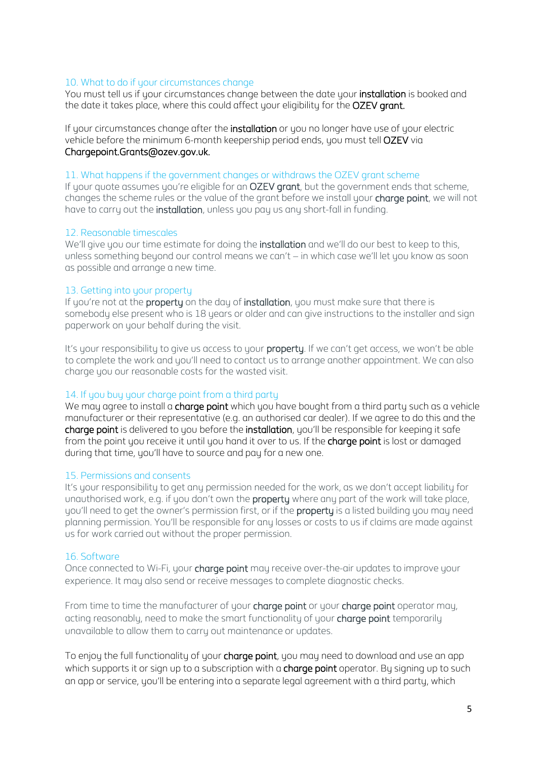## 10. What to do if your circumstances change

You must tell us if your circumstances change between the date your **installation** is booked and the date it takes place, where this could affect your eligibility for the **OZEV grant.**

If your circumstances change after the **installation** or you no longer have use of your electric vehicle before the minimum 6-month keepership period ends, you must tell **OZEV** via **Chargepoint.Grants@ozev.gov.uk.**

## 11. What happens if the government changes or withdraws the OZEV grant scheme

If your quote assumes you're eligible for an **OZEV grant**, but the government ends that scheme, changes the scheme rules or the value of the grant before we install your **charge point**, we will not have to carry out the **installation**, unless you pay us any short-fall in funding.

## 12. Reasonable timescales

We'll give you our time estimate for doing the **installation** and we'll do our best to keep to this, unless something beyond our control means we can't – in which case we'll let you know as soon as possible and arrange a new time.

## 13. Getting into your property

If you're not at the **property** on the day of **installation**, you must make sure that there is somebody else present who is 18 years or older and can give instructions to the installer and sign paperwork on your behalf during the visit.

It's your responsibility to give us access to your **property**. If we can't get access, we won't be able to complete the work and you'll need to contact us to arrange another appointment. We can also charge you our reasonable costs for the wasted visit.

## 14. If you buy your charge point from a third party

We may agree to install a **charge point** which you have bought from a third party such as a vehicle manufacturer or their representative (e.g. an authorised car dealer). If we agree to do this and the **charge point** is delivered to you before the **installation**, you'll be responsible for keeping it safe from the point you receive it until you hand it over to us. If the **charge point** is lost or damaged during that time, you'll have to source and pay for a new one.

## 15. Permissions and consents

It's your responsibility to get any permission needed for the work, as we don't accept liability for unauthorised work, e.g. if you don't own the **property** where any part of the work will take place, you'll need to get the owner's permission first, or if the **property** is a listed building you may need planning permission. You'll be responsible for any losses or costs to us if claims are made against us for work carried out without the proper permission.

## 16. Software

Once connected to Wi-Fi, your **charge point** may receive over-the-air updates to improve your experience. It may also send or receive messages to complete diagnostic checks.

From time to time the manufacturer of your **charge point** or your **charge point** operator may, acting reasonably, need to make the smart functionality of your **charge point** temporarily unavailable to allow them to carry out maintenance or updates.

To enjoy the full functionality of your **charge point**, you may need to download and use an app which supports it or sign up to a subscription with a **charge point** operator. By signing up to such an app or service, you'll be entering into a separate legal agreement with a third party, which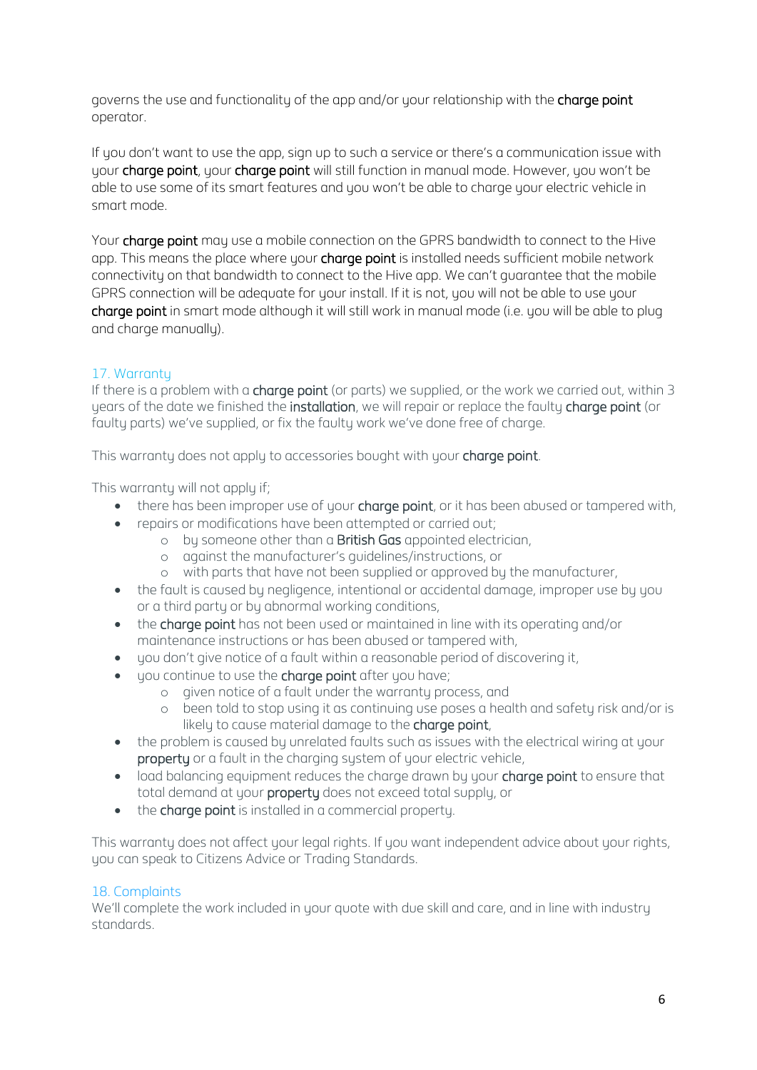governs the use and functionality of the app and/or your relationship with the **charge point** operator.

If you don't want to use the app, sign up to such a service or there's a communication issue with your **charge point**, your **charge point** will still function in manual mode. However, you won't be able to use some of its smart features and you won't be able to charge your electric vehicle in smart mode.

Your **charge point** may use a mobile connection on the GPRS bandwidth to connect to the Hive app. This means the place where your **charge point** is installed needs sufficient mobile network connectivity on that bandwidth to connect to the Hive app. We can't guarantee that the mobile GPRS connection will be adequate for your install. If it is not, you will not be able to use your **charge point** in smart mode although it will still work in manual mode (i.e. you will be able to plug and charge manually).

## 17. Warranty

If there is a problem with a **charge point** (or parts) we supplied, or the work we carried out, within 3 years of the date we finished the **installation**, we will repair or replace the faulty **charge point** (or faulty parts) we've supplied, or fix the faulty work we've done free of charge.

This warranty does not apply to accessories bought with your **charge point**.

This warranty will not apply if;

- there has been improper use of your **charge point**, or it has been abused or tampered with,
- repairs or modifications have been attempted or carried out;
  - by someone other than a **British Gas** appointed electrician,
  - against the manufacturer's guidelines/instructions, or
  - with parts that have not been supplied or approved by the manufacturer,
- the fault is caused by negligence, intentional or accidental damage, improper use by you or a third party or by abnormal working conditions,
- the **charge point** has not been used or maintained in line with its operating and/or maintenance instructions or has been abused or tampered with,
- you don't give notice of a fault within a reasonable period of discovering it,
- you continue to use the **charge point** after you have;
  - given notice of a fault under the warranty process, and
  - been told to stop using it as continuing use poses a health and safety risk and/or is likely to cause material damage to the **charge point**,
- the problem is caused by unrelated faults such as issues with the electrical wiring at your **property** or a fault in the charging system of your electric vehicle,
- load balancing equipment reduces the charge drawn by your **charge point** to ensure that total demand at your **property** does not exceed total supply, or
- the **charge point** is installed in a commercial property.

This warranty does not affect your legal rights. If you want independent advice about your rights, you can speak to Citizens Advice or Trading Standards.

## 18. Complaints

We'll complete the work included in your quote with due skill and care, and in line with industry standards.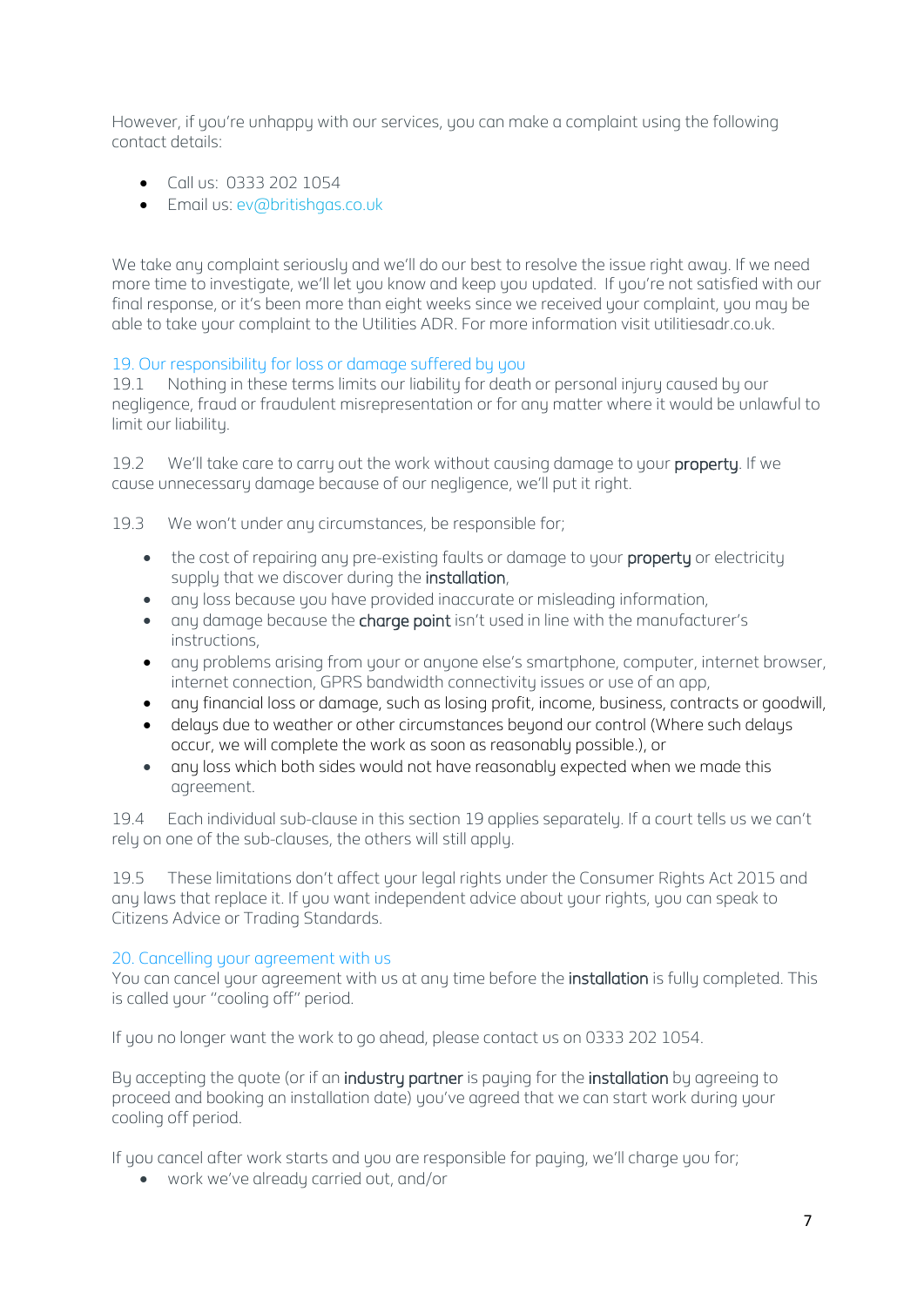However, if you're unhappy with our services, you can make a complaint using the following contact details:

- Call us: 0333 202 1054
- Email us: ev@britishgas.co.uk

We take any complaint seriously and we'll do our best to resolve the issue right away. If we need more time to investigate, we'll let you know and keep you updated. If you're not satisfied with our final response, or it's been more than eight weeks since we received your complaint, you may be able to take your complaint to the Utilities ADR. For more information visit utilitiesadr.co.uk.

## 19. Our responsibility for loss or damage suffered by you

19.1 Nothing in these terms limits our liability for death or personal injury caused by our negligence, fraud or fraudulent misrepresentation or for any matter where it would be unlawful to limit our liability.

19.2 We'll take care to carry out the work without causing damage to your **property**. If we cause unnecessary damage because of our negligence, we'll put it right.

19.3 We won't under any circumstances, be responsible for;

- the cost of repairing any pre-existing faults or damage to your **property** or electricity supply that we discover during the **installation**,
- any loss because you have provided inaccurate or misleading information,
- any damage because the **charge point** isn't used in line with the manufacturer's instructions,
- any problems arising from your or anyone else's smartphone, computer, internet browser, internet connection, GPRS bandwidth connectivity issues or use of an app,
- any financial loss or damage, such as losing profit, income, business, contracts or goodwill,
- delays due to weather or other circumstances beyond our control (Where such delays occur, we will complete the work as soon as reasonably possible.), or
- any loss which both sides would not have reasonably expected when we made this agreement.

19.4 Each individual sub-clause in this section 19 applies separately. If a court tells us we can't rely on one of the sub-clauses, the others will still apply.

19.5 These limitations don't affect your legal rights under the Consumer Rights Act 2015 and any laws that replace it. If you want independent advice about your rights, you can speak to Citizens Advice or Trading Standards.

## 20. Cancelling your agreement with us

You can cancel your agreement with us at any time before the **installation** is fully completed. This is called your "cooling off" period.

If you no longer want the work to go ahead, please contact us on 0333 202 1054.

By accepting the quote (or if an **industry partner** is paying for the **installation** by agreeing to proceed and booking an installation date) you've agreed that we can start work during your cooling off period.

If you cancel after work starts and you are responsible for paying, we'll charge you for;

- work we've already carried out, and/or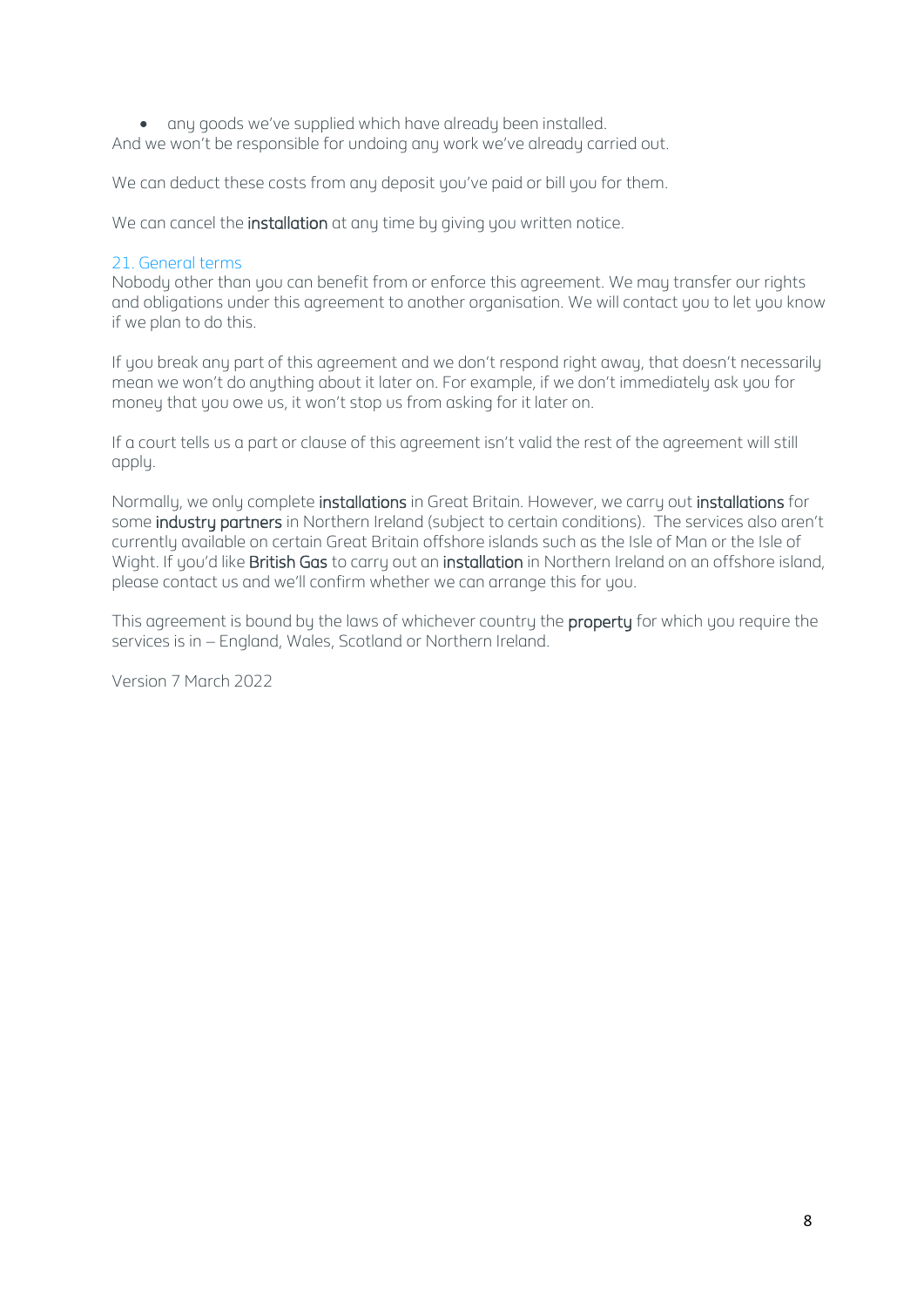- any goods we've supplied which have already been installed.

And we won't be responsible for undoing any work we've already carried out.

We can deduct these costs from any deposit you've paid or bill you for them.

We can cancel the **installation** at any time by giving you written notice.

## 21. General terms

Nobody other than you can benefit from or enforce this agreement. We may transfer our rights and obligations under this agreement to another organisation. We will contact you to let you know if we plan to do this.

If you break any part of this agreement and we don't respond right away, that doesn't necessarily mean we won't do anything about it later on. For example, if we don't immediately ask you for money that you owe us, it won't stop us from asking for it later on.

If a court tells us a part or clause of this agreement isn't valid the rest of the agreement will still apply.

Normally, we only complete **installations** in Great Britain. However, we carry out **installations** for some **industry partners** in Northern Ireland (subject to certain conditions). The services also aren't currently available on certain Great Britain offshore islands such as the Isle of Man or the Isle of Wight. If you'd like **British Gas** to carry out an **installation** in Northern Ireland on an offshore island, please contact us and we'll confirm whether we can arrange this for you.

This agreement is bound by the laws of whichever country the **property** for which you require the services is in – England, Wales, Scotland or Northern Ireland.

Version 7 March 2022